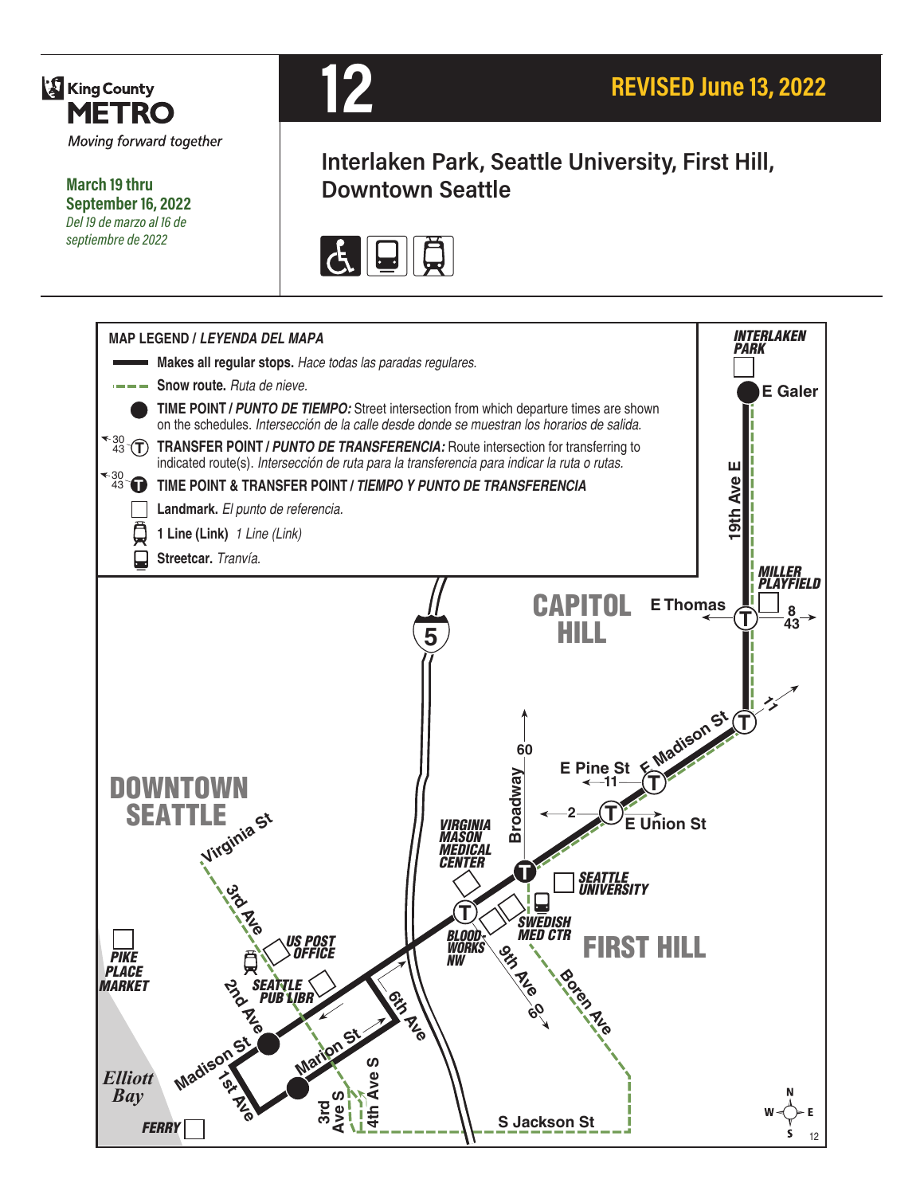King County METRO

*Moving forward together*

**March 19 thru September 16, 2022**

*Del 19 de marzo al 16 de septiembre de 2022*

# 12

## REVISED June 13, 2022

## Interlaken Park, Seattle University, First Hill, Downtown Seattle

**MAP LEGEND / *LEYENDA DEL MAPA***

- **Makes all regular stops.** *Hace todas las paradas regulares.*
- **Snow route.** *Ruta de nieve.*
- **TIME POINT / *PUNTO DE TIEMPO:*** Street intersection from which departure times are shown on the schedules. *Intersección de la calle desde donde se muestran los horarios de salida.*
- **TRANSFER POINT / *PUNTO DE TRANSFERENCIA:*** Route intersection for transferring to indicated route(s). *Intersección de ruta para la transferencia para indicar la ruta o rutas.*
- **TIME POINT & TRANSFER POINT / *TIEMPO Y PUNTO DE TRANSFERENCIA***
- **Landmark.** *El punto de referencia.*
- **1 Line (Link)** *1 Line (Link)*
- **Streetcar.** *Tranvía.*

INTERLAKEN PARK
E Galer
19th Ave E
MILLER PLAYFIELD
E Thomas
8
43
CAPITOL HILL
5
11
E Madison St
60
E Pine St
11
Broadway
2
E Union St
DOWNTOWN SEATTLE
Virginia St
VIRGINIA MASON MEDICAL CENTER
SEATTLE UNIVERSITY
3rd Ave
US POST OFFICE
BLOODWORKS NW
SWEDISH MED CTR
FIRST HILL
PIKE PLACE MARKET
9th Ave
Boren Ave
2nd Ave
SEATTLE PUB LIBR
6th Ave
60
Marion St
Madison St
1st Ave
4th Ave S
3rd Ave S
Elliott Bay
FERRY
S Jackson St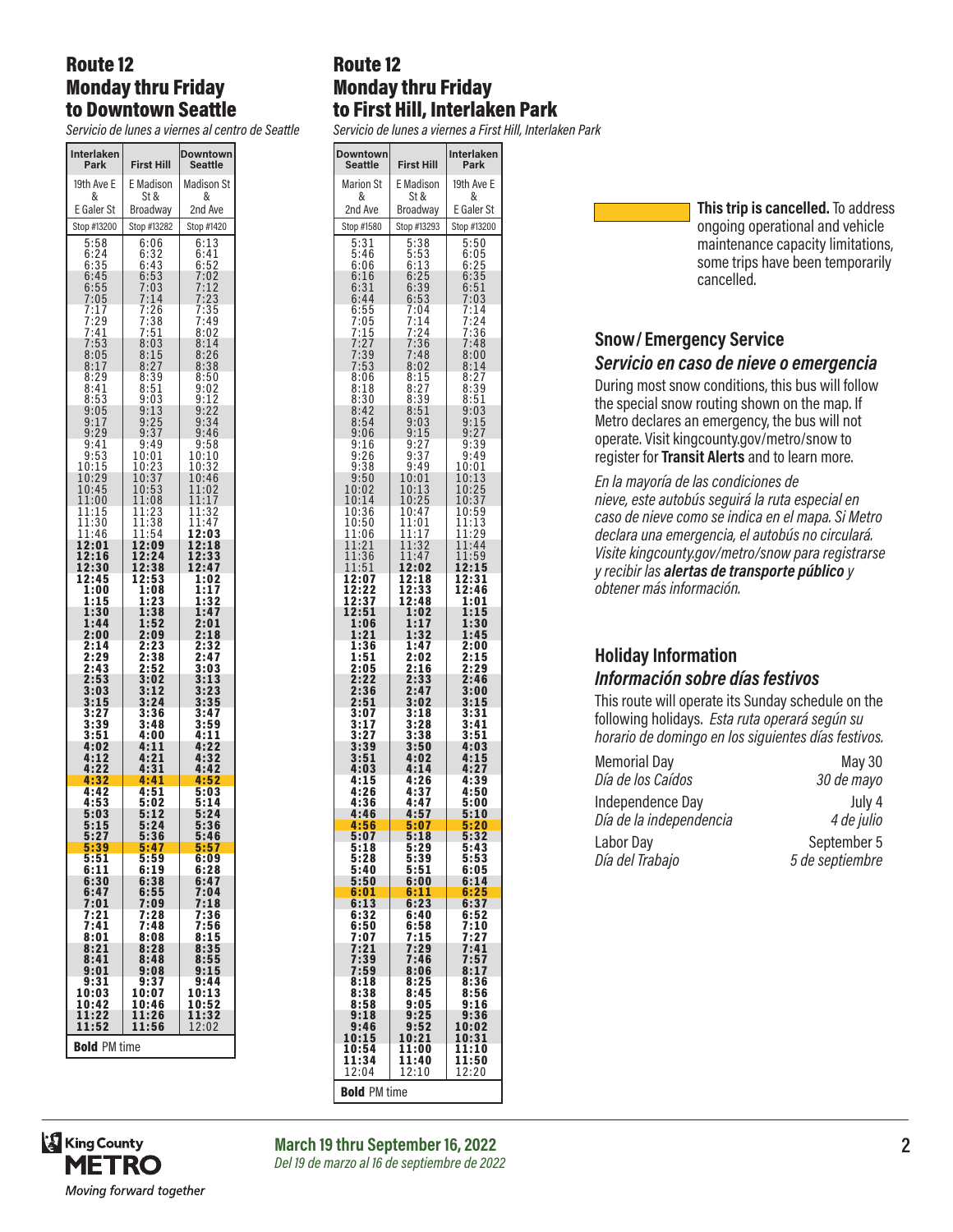## Route 12 Monday thru Friday to Downtown Seattle

*Servicio de lunes a viernes al centro de Seattle*

| Interlaken Park | First Hill | Downtown Seattle |
|---|---|---|
| 19th Ave E & E Galer St | E Madison St & Broadway | Madison St & 2nd Ave |
| Stop #13200 | Stop #13282 | Stop #1420 |
| 5:58 | 6:06 | 6:13 |
| 6:24 | 6:32 | 6:41 |
| 6:35 | 6:43 | 6:52 |
| 6:45 | 6:53 | 7:02 |
| 6:55 | 7:03 | 7:12 |
| 7:05 | 7:14 | 7:23 |
| 7:17 | 7:26 | 7:35 |
| 7:29 | 7:38 | 7:49 |
| 7:41 | 7:51 | 8:02 |
| 7:53 | 8:03 | 8:14 |
| 8:05 | 8:15 | 8:26 |
| 8:17 | 8:27 | 8:38 |
| 8:29 | 8:39 | 8:50 |
| 8:41 | 8:51 | 9:02 |
| 8:53 | 9:03 | 9:12 |
| 9:05 | 9:13 | 9:22 |
| 9:17 | 9:25 | 9:34 |
| 9:29 | 9:37 | 9:46 |
| 9:41 | 9:49 | 9:58 |
| 9:53 | 10:01 | 10:10 |
| 10:15 | 10:23 | 10:32 |
| 10:29 | 10:37 | 10:46 |
| 10:45 | 10:53 | 11:02 |
| 11:00 | 11:08 | 11:17 |
| 11:15 | 11:23 | 11:32 |
| 11:30 | 11:38 | 11:47 |
| 11:46 | 11:54 | **12:03** |
| **12:01** | **12:09** | **12:18** |
| **12:16** | **12:24** | **12:33** |
| **12:30** | **12:38** | **12:47** |
| **12:45** | **12:53** | **1:02** |
| **1:00** | **1:08** | **1:17** |
| **1:15** | **1:23** | **1:32** |
| **1:30** | **1:38** | **1:47** |
| **1:44** | **1:52** | **2:01** |
| **2:00** | **2:09** | **2:18** |
| **2:14** | **2:23** | **2:32** |
| **2:29** | **2:38** | **2:47** |
| **2:43** | **2:52** | **3:03** |
| **2:53** | **3:02** | **3:13** |
| **3:03** | **3:12** | **3:23** |
| **3:15** | **3:24** | **3:35** |
| **3:27** | **3:36** | **3:47** |
| **3:39** | **3:48** | **3:59** |
| **3:51** | **4:00** | **4:11** |
| **4:02** | **4:11** | **4:22** |
| **4:12** | **4:21** | **4:32** |
| **4:22** | **4:31** | **4:42** |
| **4:32** | **4:41** | **4:52** |
| **4:42** | **4:51** | **5:03** |
| **4:53** | **5:02** | **5:14** |
| **5:03** | **5:12** | **5:24** |
| **5:15** | **5:24** | **5:36** |
| **5:27** | **5:36** | **5:46** |
| **5:39** | **5:47** | **5:57** |
| **5:51** | **5:59** | **6:09** |
| **6:11** | **6:19** | **6:28** |
| **6:30** | **6:38** | **6:47** |
| **6:47** | **6:55** | **7:04** |
| **7:01** | **7:09** | **7:18** |
| **7:21** | **7:28** | **7:36** |
| **7:41** | **7:48** | **7:56** |
| **8:01** | **8:08** | **8:15** |
| **8:21** | **8:28** | **8:35** |
| **8:41** | **8:48** | **8:55** |
| **9:01** | **9:08** | **9:15** |
| **9:31** | **9:37** | **9:44** |
| **10:03** | **10:07** | **10:13** |
| **10:42** | **10:46** | **10:52** |
| **11:22** | **11:26** | **11:32** |
| **11:52** | **11:56** | 12:02 |

**Bold** PM time

## Route 12 Monday thru Friday to First Hill, Interlaken Park

*Servicio de lunes a viernes a First Hill, Interlaken Park*

| Downtown Seattle | First Hill | Interlaken Park |
|---|---|---|
| Marion St & 2nd Ave | E Madison St & Broadway | 19th Ave E & E Galer St |
| Stop #1580 | Stop #13293 | Stop #13200 |
| 5:31 | 5:38 | 5:50 |
| 5:46 | 5:53 | 6:05 |
| 6:06 | 6:13 | 6:25 |
| 6:16 | 6:25 | 6:35 |
| 6:31 | 6:39 | 6:51 |
| 6:44 | 6:53 | 7:03 |
| 6:55 | 7:04 | 7:14 |
| 7:05 | 7:14 | 7:24 |
| 7:15 | 7:24 | 7:36 |
| 7:27 | 7:36 | 7:48 |
| 7:39 | 7:48 | 8:00 |
| 7:53 | 8:02 | 8:14 |
| 8:06 | 8:15 | 8:27 |
| 8:18 | 8:27 | 8:39 |
| 8:30 | 8:39 | 8:51 |
| 8:42 | 8:51 | 9:03 |
| 8:54 | 9:03 | 9:15 |
| 9:06 | 9:15 | 9:27 |
| 9:16 | 9:27 | 9:39 |
| 9:26 | 9:37 | 9:49 |
| 9:38 | 9:49 | 10:01 |
| 9:50 | 10:01 | 10:13 |
| 10:02 | 10:13 | 10:25 |
| 10:14 | 10:25 | 10:37 |
| 10:36 | 10:47 | 10:59 |
| 10:50 | 11:01 | 11:13 |
| 11:06 | 11:17 | 11:29 |
| 11:21 | 11:32 | 11:44 |
| 11:36 | 11:47 | 11:59 |
| 11:51 | **12:02** | **12:15** |
| **12:07** | **12:18** | **12:31** |
| **12:22** | **12:33** | **12:46** |
| **12:37** | **12:48** | **1:01** |
| **12:51** | **1:02** | **1:15** |
| **1:06** | **1:17** | **1:30** |
| **1:21** | **1:32** | **1:45** |
| **1:36** | **1:47** | **2:00** |
| **1:51** | **2:02** | **2:15** |
| **2:05** | **2:16** | **2:29** |
| **2:22** | **2:33** | **2:46** |
| **2:36** | **2:47** | **3:00** |
| **2:51** | **3:02** | **3:15** |
| **3:07** | **3:18** | **3:31** |
| **3:17** | **3:28** | **3:41** |
| **3:27** | **3:38** | **3:51** |
| **3:39** | **3:50** | **4:03** |
| **3:51** | **4:02** | **4:15** |
| **4:03** | **4:14** | **4:27** |
| **4:15** | **4:26** | **4:39** |
| **4:26** | **4:37** | **4:50** |
| **4:36** | **4:47** | **5:00** |
| **4:46** | **4:57** | **5:10** |
| **4:56** | **5:07** | **5:20** |
| **5:07** | **5:18** | **5:32** |
| **5:18** | **5:29** | **5:43** |
| **5:28** | **5:39** | **5:53** |
| **5:40** | **5:51** | **6:05** |
| **5:50** | **6:00** | **6:14** |
| **6:01** | **6:11** | **6:25** |
| **6:13** | **6:23** | **6:37** |
| **6:32** | **6:40** | **6:52** |
| **6:50** | **6:58** | **7:10** |
| **7:07** | **7:15** | **7:27** |
| **7:21** | **7:29** | **7:41** |
| **7:39** | **7:46** | **7:57** |
| **7:59** | **8:06** | **8:17** |
| **8:18** | **8:25** | **8:36** |
| **8:38** | **8:45** | **8:56** |
| **8:58** | **9:05** | **9:16** |
| **9:18** | **9:25** | **9:36** |
| **9:46** | **9:52** | **10:02** |
| **10:15** | **10:21** | **10:31** |
| **10:54** | **11:00** | **11:10** |
| **11:34** | **11:40** | **11:50** |
| 12:04 | 12:10 | 12:20 |

**Bold** PM time

**This trip is cancelled.** To address ongoing operational and vehicle maintenance capacity limitations, some trips have been temporarily cancelled.

## Snow / Emergency Service

### *Servicio en caso de nieve o emergencia*

During most snow conditions, this bus will follow the special snow routing shown on the map. If Metro declares an emergency, the bus will not operate. Visit kingcounty.gov/metro/snow to register for **Transit Alerts** and to learn more.

*En la mayoría de las condiciones de nieve, este autobús seguirá la ruta especial en caso de nieve como se indica en el mapa. Si Metro declara una emergencia, el autobús no circulará. Visite kingcounty.gov/metro/snow para registrarse y recibir las* ***alertas de transporte público*** *y obtener más información.*

## Holiday Information

### *Información sobre días festivos*

This route will operate its Sunday schedule on the following holidays. *Esta ruta operará según su horario de domingo en los siguientes días festivos.*

| | |
|---|---|
| Memorial Day *Día de los Caídos* | May 30 *30 de mayo* |
| Independence Day *Día de la independencia* | July 4 *4 de julio* |
| Labor Day *Día del Trabajo* | September 5 *5 de septiembre* |

**March 19 thru September 16, 2022**
*Del 19 de marzo al 16 de septiembre de 2022*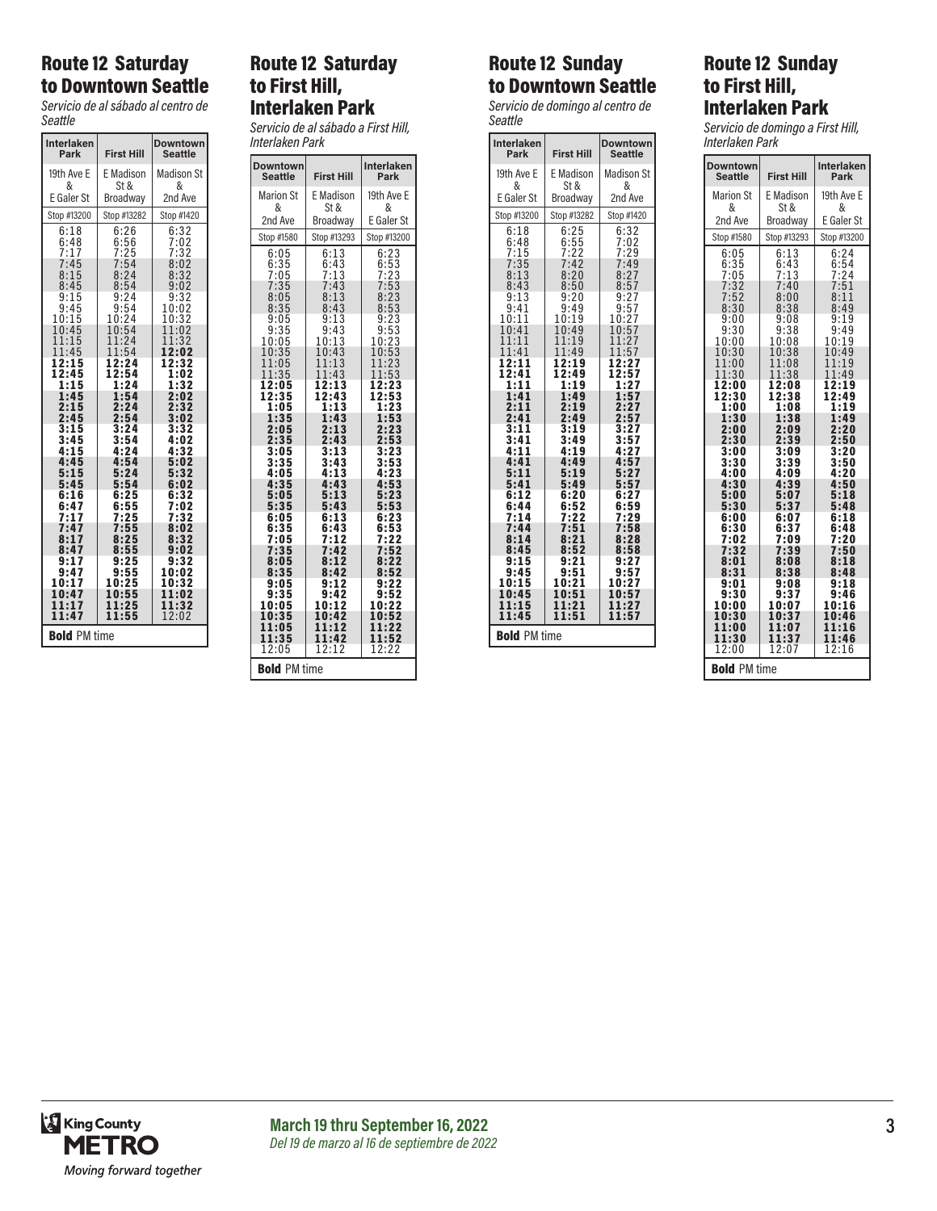## Route 12 Saturday to Downtown Seattle

*Servicio de al sábado al centro de Seattle*

| Interlaken Park | First Hill | Downtown Seattle |
|---|---|---|
| 19th Ave E & E Galer St | E Madison St & Broadway | Madison St & 2nd Ave |
| Stop #13200 | Stop #13282 | Stop #1420 |
| 6:18 | 6:26 | 6:32 |
| 6:48 | 6:56 | 7:02 |
| 7:17 | 7:25 | 7:32 |
| 7:45 | 7:54 | 8:02 |
| 8:15 | 8:24 | 8:32 |
| 8:45 | 8:54 | 9:02 |
| 9:15 | 9:24 | 9:32 |
| 9:45 | 9:54 | 10:02 |
| 10:15 | 10:24 | 10:32 |
| 10:45 | 10:54 | 11:02 |
| 11:15 | 11:24 | 11:32 |
| 11:45 | 11:54 | **12:02** |
| **12:15** | **12:24** | **12:32** |
| **12:45** | **12:54** | **1:02** |
| **1:15** | **1:24** | **1:32** |
| **1:45** | **1:54** | **2:02** |
| **2:15** | **2:24** | **2:32** |
| **2:45** | **2:54** | **3:02** |
| **3:15** | **3:24** | **3:32** |
| **3:45** | **3:54** | **4:02** |
| **4:15** | **4:24** | **4:32** |
| **4:45** | **4:54** | **5:02** |
| **5:15** | **5:24** | **5:32** |
| **5:45** | **5:54** | **6:02** |
| **6:16** | **6:25** | **6:32** |
| **6:47** | **6:55** | **7:02** |
| **7:17** | **7:25** | **7:32** |
| **7:47** | **7:55** | **8:02** |
| **8:17** | **8:25** | **8:32** |
| **8:47** | **8:55** | **9:02** |
| **9:17** | **9:25** | **9:32** |
| **9:47** | **9:55** | **10:02** |
| **10:17** | **10:25** | **10:32** |
| **10:47** | **10:55** | **11:02** |
| **11:17** | **11:25** | **11:32** |
| **11:47** | **11:55** | 12:02 |

**Bold** PM time

## Route 12 Saturday to First Hill, Interlaken Park

*Servicio de al sábado a First Hill, Interlaken Park*

| Downtown Seattle | First Hill | Interlaken Park |
|---|---|---|
| Marion St & 2nd Ave | E Madison St & Broadway | 19th Ave E & E Galer St |
| Stop #1580 | Stop #13293 | Stop #13200 |
| 6:05 | 6:13 | 6:23 |
| 6:35 | 6:43 | 6:53 |
| 7:05 | 7:13 | 7:23 |
| 7:35 | 7:43 | 7:53 |
| 8:05 | 8:13 | 8:23 |
| 8:35 | 8:43 | 8:53 |
| 9:05 | 9:13 | 9:23 |
| 9:35 | 9:43 | 9:53 |
| 10:05 | 10:13 | 10:23 |
| 10:35 | 10:43 | 10:53 |
| 11:05 | 11:13 | 11:23 |
| 11:35 | 11:43 | 11:53 |
| **12:05** | **12:13** | **12:23** |
| **12:35** | **12:43** | **12:53** |
| **1:05** | **1:13** | **1:23** |
| **1:35** | **1:43** | **1:53** |
| **2:05** | **2:13** | **2:23** |
| **2:35** | **2:43** | **2:53** |
| **3:05** | **3:13** | **3:23** |
| **3:35** | **3:43** | **3:53** |
| **4:05** | **4:13** | **4:23** |
| **4:35** | **4:43** | **4:53** |
| **5:05** | **5:13** | **5:23** |
| **5:35** | **5:43** | **5:53** |
| **6:05** | **6:13** | **6:23** |
| **6:35** | **6:43** | **6:53** |
| **7:05** | **7:12** | **7:22** |
| **7:35** | **7:42** | **7:52** |
| **8:05** | **8:12** | **8:22** |
| **8:35** | **8:42** | **8:52** |
| **9:05** | **9:12** | **9:22** |
| **9:35** | **9:42** | **9:52** |
| **10:05** | **10:12** | **10:22** |
| **10:35** | **10:42** | **10:52** |
| **11:05** | **11:12** | **11:22** |
| **11:35** | **11:42** | **11:52** |
| 12:05 | 12:12 | 12:22 |

**Bold** PM time

## Route 12 Sunday to Downtown Seattle

*Servicio de domingo al centro de Seattle*

| Interlaken Park | First Hill | Downtown Seattle |
|---|---|---|
| 19th Ave E & E Galer St | E Madison St & Broadway | Madison St & 2nd Ave |
| Stop #13200 | Stop #13282 | Stop #1420 |
| 6:18 | 6:25 | 6:32 |
| 6:48 | 6:55 | 7:02 |
| 7:15 | 7:22 | 7:29 |
| 7:35 | 7:42 | 7:49 |
| 8:13 | 8:20 | 8:27 |
| 8:43 | 8:50 | 8:57 |
| 9:13 | 9:20 | 9:27 |
| 9:41 | 9:49 | 9:57 |
| 10:11 | 10:19 | 10:27 |
| 10:41 | 10:49 | 10:57 |
| 11:11 | 11:19 | 11:27 |
| 11:41 | 11:49 | 11:57 |
| **12:11** | **12:19** | **12:27** |
| **12:41** | **12:49** | **12:57** |
| **1:11** | **1:19** | **1:27** |
| **1:41** | **1:49** | **1:57** |
| **2:11** | **2:19** | **2:27** |
| **2:41** | **2:49** | **2:57** |
| **3:11** | **3:19** | **3:27** |
| **3:41** | **3:49** | **3:57** |
| **4:11** | **4:19** | **4:27** |
| **4:41** | **4:49** | **4:57** |
| **5:11** | **5:19** | **5:27** |
| **5:41** | **5:49** | **5:57** |
| **6:12** | **6:20** | **6:27** |
| **6:44** | **6:52** | **6:59** |
| **7:14** | **7:22** | **7:29** |
| **7:44** | **7:51** | **7:58** |
| **8:14** | **8:21** | **8:28** |
| **8:45** | **8:52** | **8:58** |
| **9:15** | **9:21** | **9:27** |
| **9:45** | **9:51** | **9:57** |
| **10:15** | **10:21** | **10:27** |
| **10:45** | **10:51** | **10:57** |
| **11:15** | **11:21** | **11:27** |
| **11:45** | **11:51** | **11:57** |

**Bold** PM time

## Route 12 Sunday to First Hill, Interlaken Park

*Servicio de domingo a First Hill, Interlaken Park*

| Downtown Seattle | First Hill | Interlaken Park |
|---|---|---|
| Marion St & 2nd Ave | E Madison St & Broadway | 19th Ave E & E Galer St |
| Stop #1580 | Stop #13293 | Stop #13200 |
| 6:05 | 6:13 | 6:24 |
| 6:35 | 6:43 | 6:54 |
| 7:05 | 7:13 | 7:24 |
| 7:32 | 7:40 | 7:51 |
| 7:52 | 8:00 | 8:11 |
| 8:30 | 8:38 | 8:49 |
| 9:00 | 9:08 | 9:19 |
| 9:30 | 9:38 | 9:49 |
| 10:00 | 10:08 | 10:19 |
| 10:30 | 10:38 | 10:49 |
| 11:00 | 11:08 | 11:19 |
| 11:30 | 11:38 | 11:49 |
| **12:00** | **12:08** | **12:19** |
| **12:30** | **12:38** | **12:49** |
| **1:00** | **1:08** | **1:19** |
| **1:30** | **1:38** | **1:49** |
| **2:00** | **2:09** | **2:20** |
| **2:30** | **2:39** | **2:50** |
| **3:00** | **3:09** | **3:20** |
| **3:30** | **3:39** | **3:50** |
| **4:00** | **4:09** | **4:20** |
| **4:30** | **4:39** | **4:50** |
| **5:00** | **5:07** | **5:18** |
| **5:30** | **5:37** | **5:48** |
| **6:00** | **6:07** | **6:18** |
| **6:30** | **6:37** | **6:48** |
| **7:02** | **7:09** | **7:20** |
| **7:32** | **7:39** | **7:50** |
| **8:01** | **8:08** | **8:18** |
| **8:31** | **8:38** | **8:48** |
| **9:01** | **9:08** | **9:18** |
| **9:30** | **9:37** | **9:46** |
| **10:00** | **10:07** | **10:16** |
| **10:30** | **10:37** | **10:46** |
| **11:00** | **11:07** | **11:16** |
| **11:30** | **11:37** | **11:46** |
| 12:00 | 12:07 | 12:16 |

**Bold** PM time

King County METRO
*Moving forward together*

**March 19 thru September 16, 2022**
*Del 19 de marzo al 16 de septiembre de 2022*